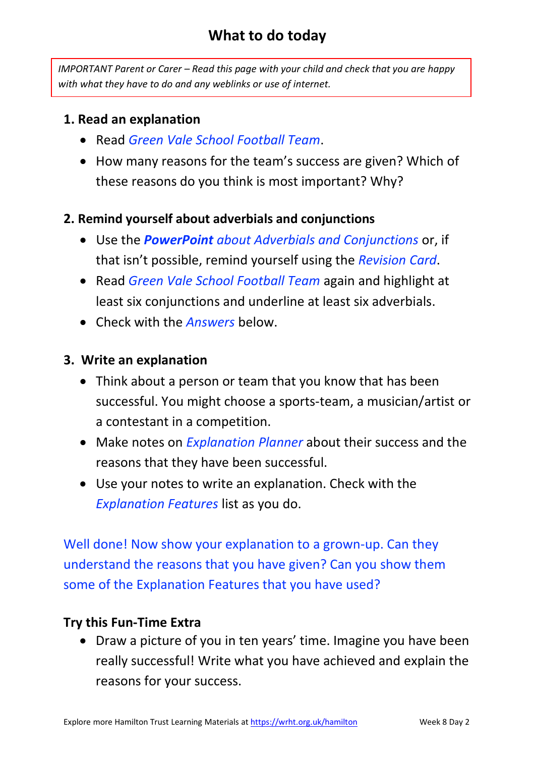# What to do today

*IMPORTANT Parent or Carer – Read this page with your child and check that you are happy with what they have to do and any weblinks or use of internet.*

## 1. Read an explanation

- Read *Green Vale School Football Team*.
- How many reasons for the team's success are given? Which of these reasons do you think is most important? Why?

## 2. Remind yourself about adverbials and conjunctions

- Use the ***PowerPoint** about Adverbials and Conjunctions* or, if that isn't possible, remind yourself using the *Revision Card*.
- Read *Green Vale School Football Team* again and highlight at least six conjunctions and underline at least six adverbials.
- Check with the *Answers* below.

## 3. Write an explanation

- Think about a person or team that you know that has been successful. You might choose a sports-team, a musician/artist or a contestant in a competition.
- Make notes on *Explanation Planner* about their success and the reasons that they have been successful.
- Use your notes to write an explanation. Check with the *Explanation Features* list as you do.

Well done! Now show your explanation to a grown-up. Can they understand the reasons that you have given? Can you show them some of the Explanation Features that you have used?

## Try this Fun-Time Extra

- Draw a picture of you in ten years' time. Imagine you have been really successful! Write what you have achieved and explain the reasons for your success.

Explore more Hamilton Trust Learning Materials at https://wrht.org.uk/hamilton Week 8 Day 2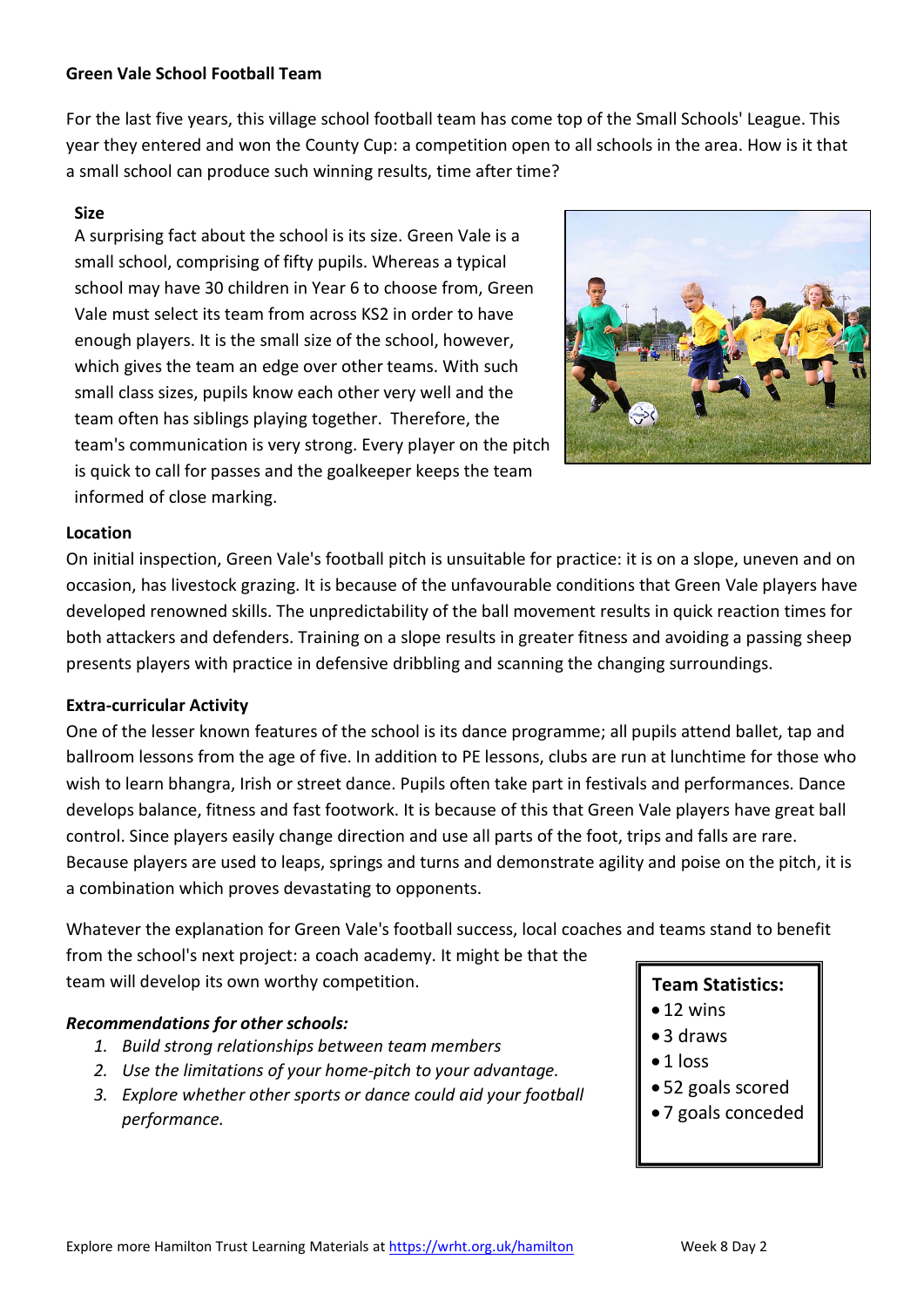**Green Vale School Football Team**

For the last five years, this village school football team has come top of the Small Schools' League. This year they entered and won the County Cup: a competition open to all schools in the area. How is it that a small school can produce such winning results, time after time?

**Size**

A surprising fact about the school is its size. Green Vale is a small school, comprising of fifty pupils. Whereas a typical school may have 30 children in Year 6 to choose from, Green Vale must select its team from across KS2 in order to have enough players. It is the small size of the school, however, which gives the team an edge over other teams. With such small class sizes, pupils know each other very well and the team often has siblings playing together. Therefore, the team's communication is very strong. Every player on the pitch is quick to call for passes and the goalkeeper keeps the team informed of close marking.

**Location**

On initial inspection, Green Vale's football pitch is unsuitable for practice: it is on a slope, uneven and on occasion, has livestock grazing. It is because of the unfavourable conditions that Green Vale players have developed renowned skills. The unpredictability of the ball movement results in quick reaction times for both attackers and defenders. Training on a slope results in greater fitness and avoiding a passing sheep presents players with practice in defensive dribbling and scanning the changing surroundings.

**Extra-curricular Activity**

One of the lesser known features of the school is its dance programme; all pupils attend ballet, tap and ballroom lessons from the age of five. In addition to PE lessons, clubs are run at lunchtime for those who wish to learn bhangra, Irish or street dance. Pupils often take part in festivals and performances. Dance develops balance, fitness and fast footwork. It is because of this that Green Vale players have great ball control. Since players easily change direction and use all parts of the foot, trips and falls are rare. Because players are used to leaps, springs and turns and demonstrate agility and poise on the pitch, it is a combination which proves devastating to opponents.

Whatever the explanation for Green Vale's football success, local coaches and teams stand to benefit from the school's next project: a coach academy. It might be that the team will develop its own worthy competition.

***Recommendations for other schools:***

1. *Build strong relationships between team members*
2. *Use the limitations of your home-pitch to your advantage.*
3. *Explore whether other sports or dance could aid your football performance.*

**Team Statistics:**

- 12 wins
- 3 draws
- 1 loss
- 52 goals scored
- 7 goals conceded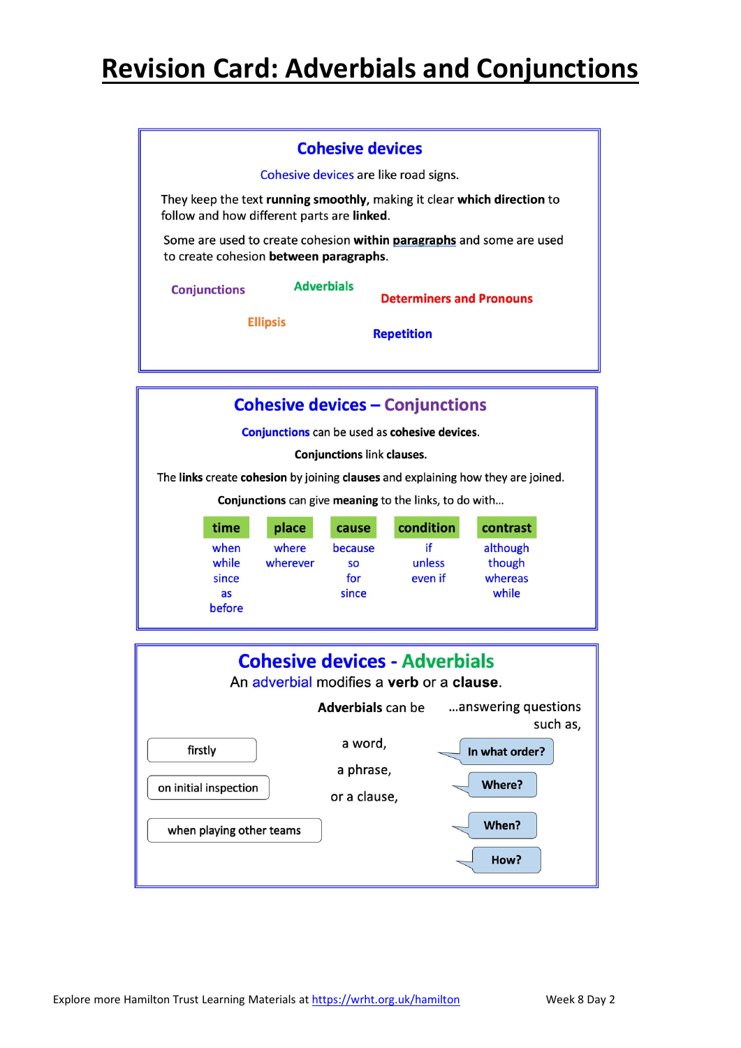# Revision Card: Adverbials and Conjunctions

## Cohesive devices

Cohesive devices are like road signs.

They keep the text **running smoothly**, making it clear **which direction** to follow and how different parts are **linked**.

Some are used to create cohesion **within paragraphs** and some are used to create cohesion **between paragraphs**.

- Conjunctions
- Adverbials
- Determiners and Pronouns
- Ellipsis
- Repetition

## Cohesive devices – Conjunctions

**Conjunctions** can be used as **cohesive devices**.

**Conjunctions** link **clauses.**

The **links** create **cohesion** by joining **clauses** and explaining how they are joined.

**Conjunctions** can give **meaning** to the links, to do with…

| time | place | cause | condition | contrast |
|---|---|---|---|---|
| when | where | because | if | although |
| while | wherever | so | unless | though |
| since | | for | even if | whereas |
| as | | since | | while |
| before | | | | |

## Cohesive devices - Adverbials

An adverbial modifies a **verb** or a **clause**.

**Adverbials** can be a word, a phrase, or a clause, …answering questions such as,

- firstly
- on initial inspection
- when playing other teams

- In what order?
- Where?
- When?
- How?

Week 8 Day 2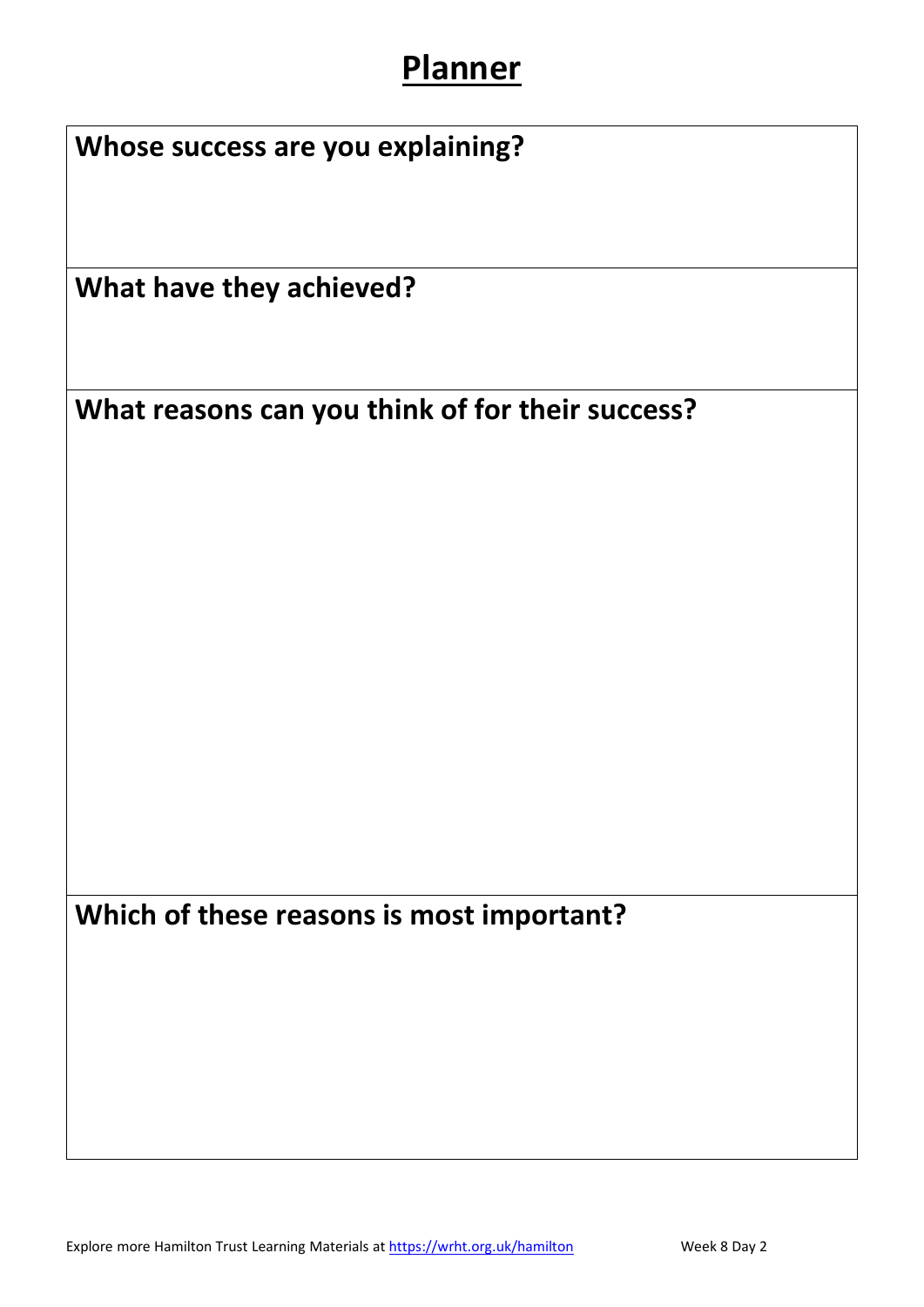# Planner

**Whose success are you explaining?**

**What have they achieved?**

**What reasons can you think of for their success?**

**Which of these reasons is most important?**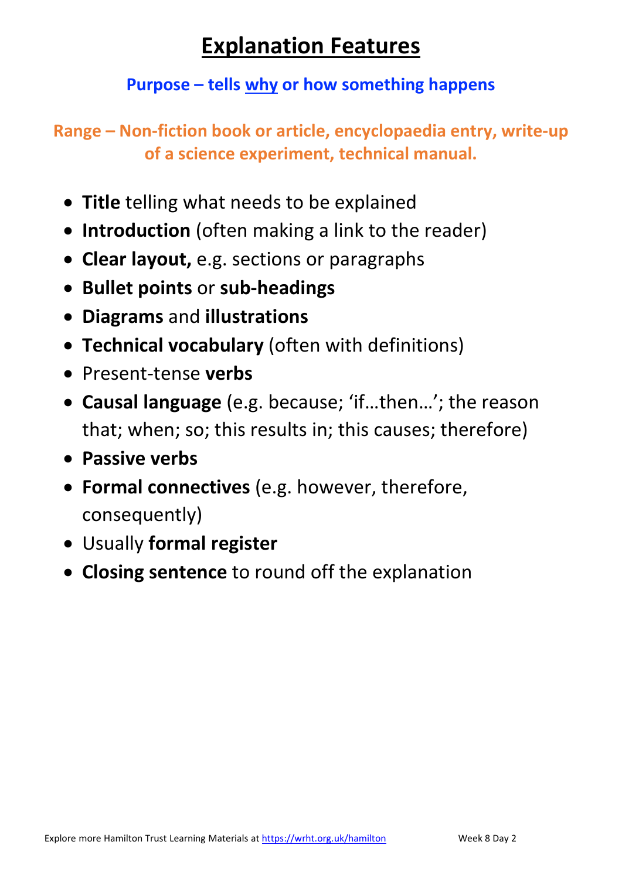# Explanation Features

**Purpose – tells why or how something happens**

**Range – Non-fiction book or article, encyclopaedia entry, write-up of a science experiment, technical manual.**

- **Title** telling what needs to be explained
- **Introduction** (often making a link to the reader)
- **Clear layout,** e.g. sections or paragraphs
- **Bullet points** or **sub-headings**
- **Diagrams** and **illustrations**
- **Technical vocabulary** (often with definitions)
- Present-tense **verbs**
- **Causal language** (e.g. because; 'if…then…'; the reason that; when; so; this results in; this causes; therefore)
- **Passive verbs**
- **Formal connectives** (e.g. however, therefore, consequently)
- Usually **formal register**
- **Closing sentence** to round off the explanation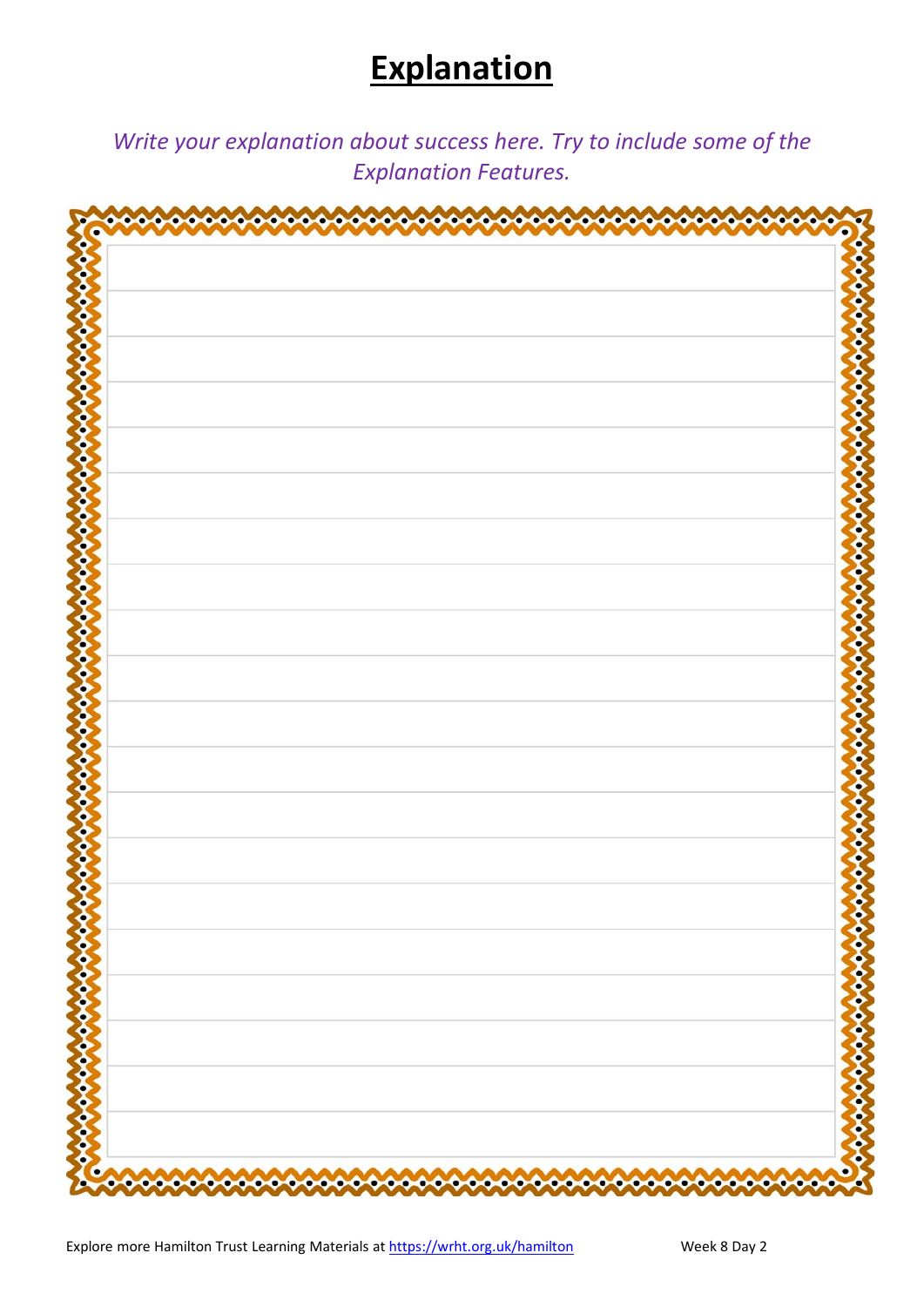# Explanation

*Write your explanation about success here. Try to include some of the Explanation Features.*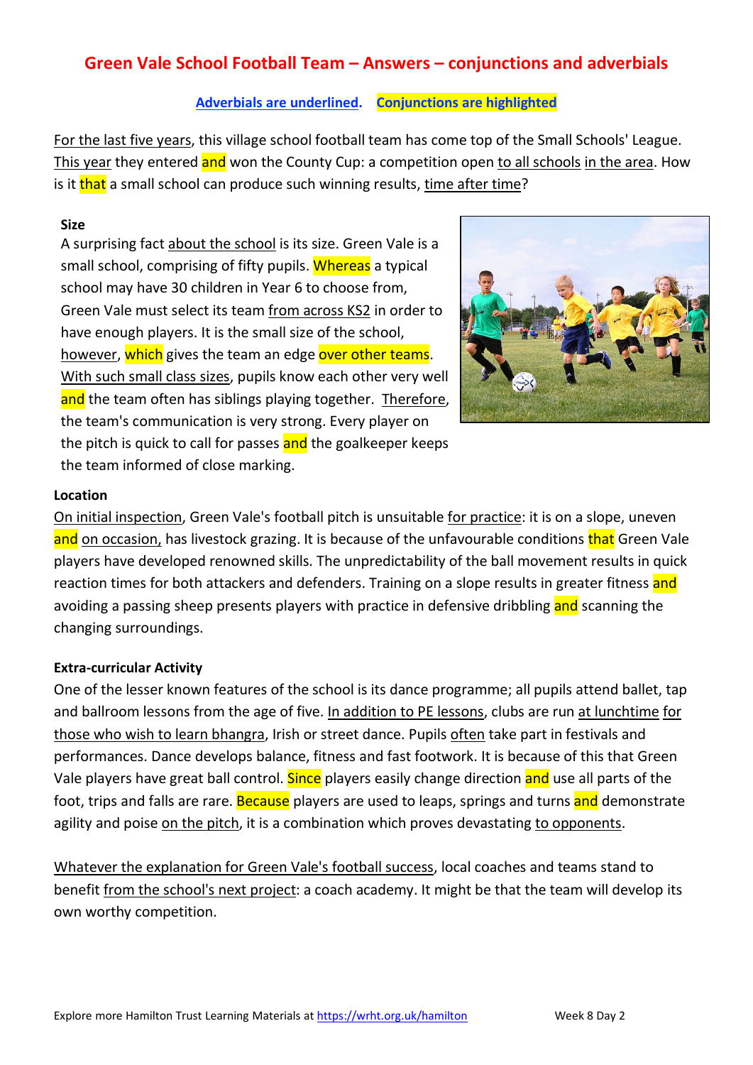# Green Vale School Football Team – Answers – conjunctions and adverbials

**Adverbials are underlined. Conjunctions are highlighted**

<u>For the last five years</u>, this village school football team has come top of the Small Schools' League. <u>This year</u> they entered ==and== won the County Cup: a competition open <u>to all schools</u> <u>in the area</u>. How is it ==that== a small school can produce such winning results, <u>time after time</u>?

**Size**

A surprising fact <u>about the school</u> is its size. Green Vale is a small school, comprising of fifty pupils. ==Whereas== a typical school may have 30 children in Year 6 to choose from, Green Vale must select its team <u>from across KS2</u> in order to have enough players. It is the small size of the school, <u>however</u>, ==which== gives the team an edge ==over other teams==. <u>With such small class sizes</u>, pupils know each other very well ==and== the team often has siblings playing together. <u>Therefore</u>, the team's communication is very strong. Every player on the pitch is quick to call for passes ==and== the goalkeeper keeps the team informed of close marking.

**Location**

<u>On initial inspection</u>, Green Vale's football pitch is unsuitable <u>for practice</u>: it is on a slope, uneven ==and== <u>on occasion,</u> has livestock grazing. It is because of the unfavourable conditions ==that== Green Vale players have developed renowned skills. The unpredictability of the ball movement results in quick reaction times for both attackers and defenders. Training on a slope results in greater fitness ==and== avoiding a passing sheep presents players with practice in defensive dribbling ==and== scanning the changing surroundings.

**Extra-curricular Activity**

One of the lesser known features of the school is its dance programme; all pupils attend ballet, tap and ballroom lessons from the age of five. <u>In addition to PE lessons</u>, clubs are run <u>at lunchtime</u> <u>for those who wish to learn bhangra</u>, Irish or street dance. Pupils <u>often</u> take part in festivals and performances. Dance develops balance, fitness and fast footwork. It is because of this that Green Vale players have great ball control. ==Since== players easily change direction ==and== use all parts of the foot, trips and falls are rare. ==Because== players are used to leaps, springs and turns ==and== demonstrate agility and poise <u>on the pitch</u>, it is a combination which proves devastating <u>to opponents</u>.

<u>Whatever the explanation for Green Vale's football success</u>, local coaches and teams stand to benefit <u>from the school's next project</u>: a coach academy. It might be that the team will develop its own worthy competition.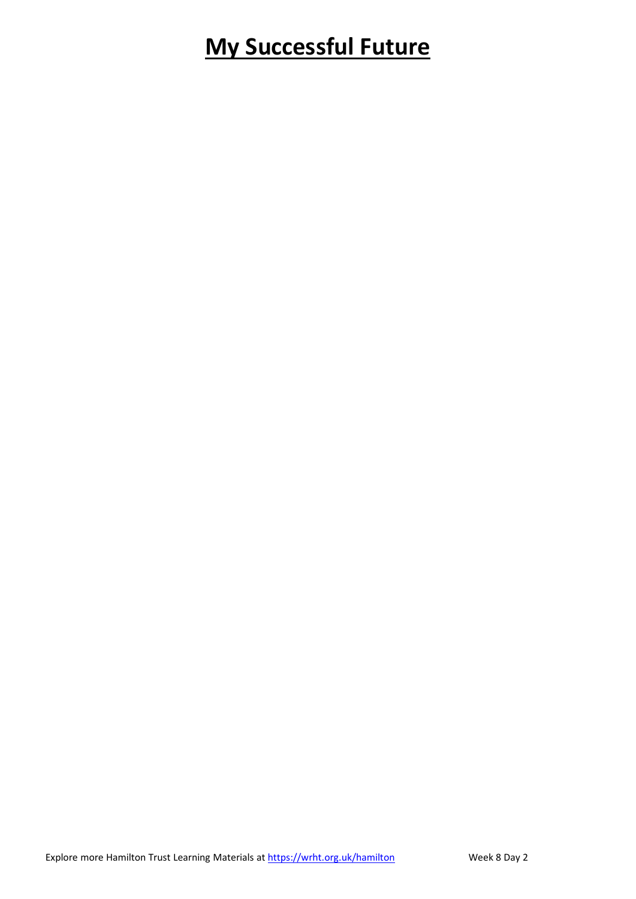# My Successful Future